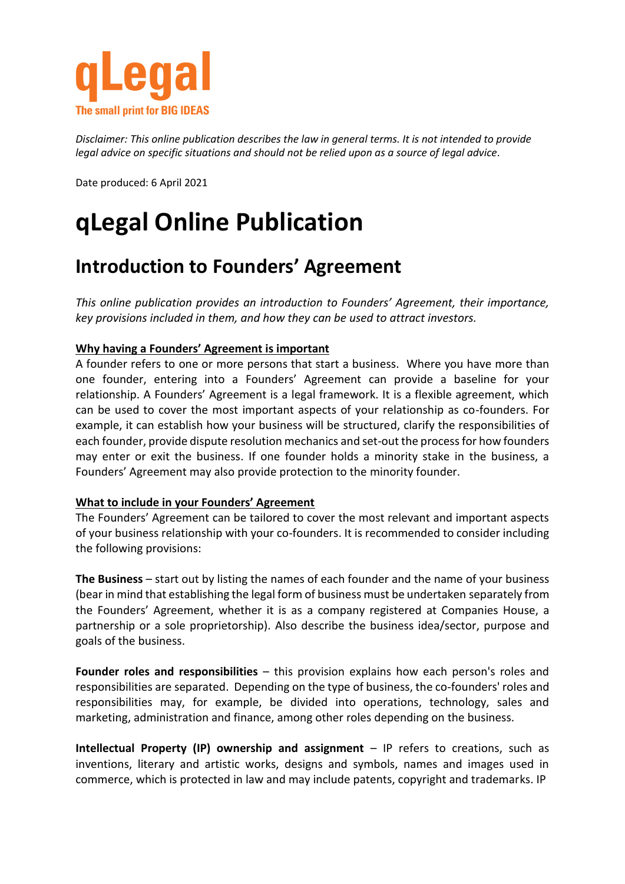qLegal

The small print for BIG IDEAS

*Disclaimer: This online publication describes the law in general terms. It is not intended to provide legal advice on specific situations and should not be relied upon as a source of legal advice.*

Date produced: 6 April 2021

# qLegal Online Publication

## Introduction to Founders' Agreement

*This online publication provides an introduction to Founders' Agreement, their importance, key provisions included in them, and how they can be used to attract investors.*

**Why having a Founders' Agreement is important**

A founder refers to one or more persons that start a business. Where you have more than one founder, entering into a Founders' Agreement can provide a baseline for your relationship. A Founders' Agreement is a legal framework. It is a flexible agreement, which can be used to cover the most important aspects of your relationship as co-founders. For example, it can establish how your business will be structured, clarify the responsibilities of each founder, provide dispute resolution mechanics and set-out the process for how founders may enter or exit the business. If one founder holds a minority stake in the business, a Founders' Agreement may also provide protection to the minority founder.

**What to include in your Founders' Agreement**

The Founders' Agreement can be tailored to cover the most relevant and important aspects of your business relationship with your co-founders. It is recommended to consider including the following provisions:

**The Business** – start out by listing the names of each founder and the name of your business (bear in mind that establishing the legal form of business must be undertaken separately from the Founders' Agreement, whether it is as a company registered at Companies House, a partnership or a sole proprietorship). Also describe the business idea/sector, purpose and goals of the business.

**Founder roles and responsibilities** – this provision explains how each person's roles and responsibilities are separated. Depending on the type of business, the co-founders' roles and responsibilities may, for example, be divided into operations, technology, sales and marketing, administration and finance, among other roles depending on the business.

**Intellectual Property (IP) ownership and assignment** – IP refers to creations, such as inventions, literary and artistic works, designs and symbols, names and images used in commerce, which is protected in law and may include patents, copyright and trademarks. IP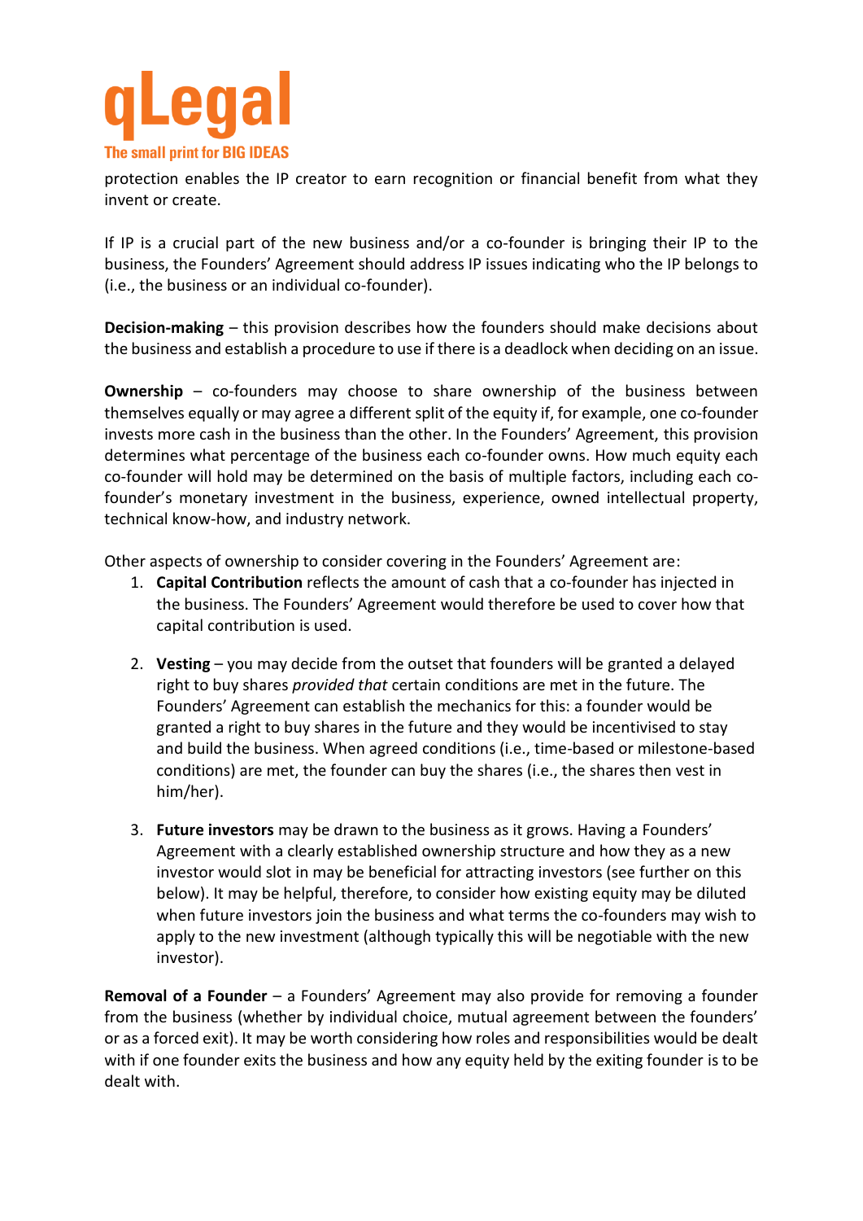protection enables the IP creator to earn recognition or financial benefit from what they invent or create.

If IP is a crucial part of the new business and/or a co-founder is bringing their IP to the business, the Founders' Agreement should address IP issues indicating who the IP belongs to (i.e., the business or an individual co-founder).

**Decision-making** – this provision describes how the founders should make decisions about the business and establish a procedure to use if there is a deadlock when deciding on an issue.

**Ownership** – co-founders may choose to share ownership of the business between themselves equally or may agree a different split of the equity if, for example, one co-founder invests more cash in the business than the other. In the Founders' Agreement, this provision determines what percentage of the business each co-founder owns. How much equity each co-founder will hold may be determined on the basis of multiple factors, including each co-founder's monetary investment in the business, experience, owned intellectual property, technical know-how, and industry network.

Other aspects of ownership to consider covering in the Founders' Agreement are:

1. **Capital Contribution** reflects the amount of cash that a co-founder has injected in the business. The Founders' Agreement would therefore be used to cover how that capital contribution is used.

2. **Vesting** – you may decide from the outset that founders will be granted a delayed right to buy shares *provided that* certain conditions are met in the future. The Founders' Agreement can establish the mechanics for this: a founder would be granted a right to buy shares in the future and they would be incentivised to stay and build the business. When agreed conditions (i.e., time-based or milestone-based conditions) are met, the founder can buy the shares (i.e., the shares then vest in him/her).

3. **Future investors** may be drawn to the business as it grows. Having a Founders' Agreement with a clearly established ownership structure and how they as a new investor would slot in may be beneficial for attracting investors (see further on this below). It may be helpful, therefore, to consider how existing equity may be diluted when future investors join the business and what terms the co-founders may wish to apply to the new investment (although typically this will be negotiable with the new investor).

**Removal of a Founder** – a Founders' Agreement may also provide for removing a founder from the business (whether by individual choice, mutual agreement between the founders' or as a forced exit). It may be worth considering how roles and responsibilities would be dealt with if one founder exits the business and how any equity held by the exiting founder is to be dealt with.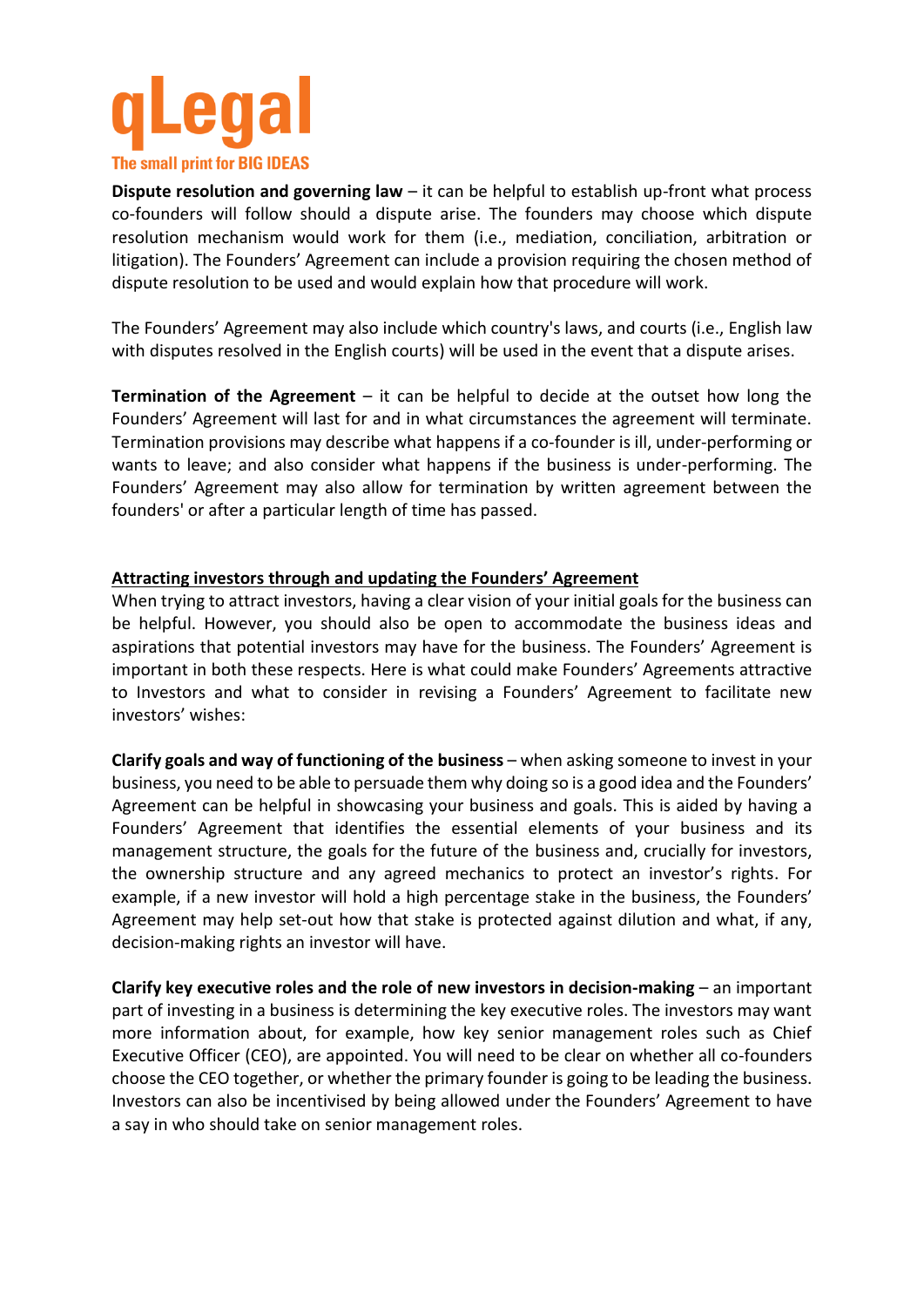**Dispute resolution and governing law** – it can be helpful to establish up-front what process co-founders will follow should a dispute arise. The founders may choose which dispute resolution mechanism would work for them (i.e., mediation, conciliation, arbitration or litigation). The Founders' Agreement can include a provision requiring the chosen method of dispute resolution to be used and would explain how that procedure will work.

The Founders' Agreement may also include which country's laws, and courts (i.e., English law with disputes resolved in the English courts) will be used in the event that a dispute arises.

**Termination of the Agreement** – it can be helpful to decide at the outset how long the Founders' Agreement will last for and in what circumstances the agreement will terminate. Termination provisions may describe what happens if a co-founder is ill, under-performing or wants to leave; and also consider what happens if the business is under-performing. The Founders' Agreement may also allow for termination by written agreement between the founders' or after a particular length of time has passed.

## Attracting investors through and updating the Founders' Agreement

When trying to attract investors, having a clear vision of your initial goals for the business can be helpful. However, you should also be open to accommodate the business ideas and aspirations that potential investors may have for the business. The Founders' Agreement is important in both these respects. Here is what could make Founders' Agreements attractive to Investors and what to consider in revising a Founders' Agreement to facilitate new investors' wishes:

**Clarify goals and way of functioning of the business** – when asking someone to invest in your business, you need to be able to persuade them why doing so is a good idea and the Founders' Agreement can be helpful in showcasing your business and goals. This is aided by having a Founders' Agreement that identifies the essential elements of your business and its management structure, the goals for the future of the business and, crucially for investors, the ownership structure and any agreed mechanics to protect an investor's rights. For example, if a new investor will hold a high percentage stake in the business, the Founders' Agreement may help set-out how that stake is protected against dilution and what, if any, decision-making rights an investor will have.

**Clarify key executive roles and the role of new investors in decision-making** – an important part of investing in a business is determining the key executive roles. The investors may want more information about, for example, how key senior management roles such as Chief Executive Officer (CEO), are appointed. You will need to be clear on whether all co-founders choose the CEO together, or whether the primary founder is going to be leading the business. Investors can also be incentivised by being allowed under the Founders' Agreement to have a say in who should take on senior management roles.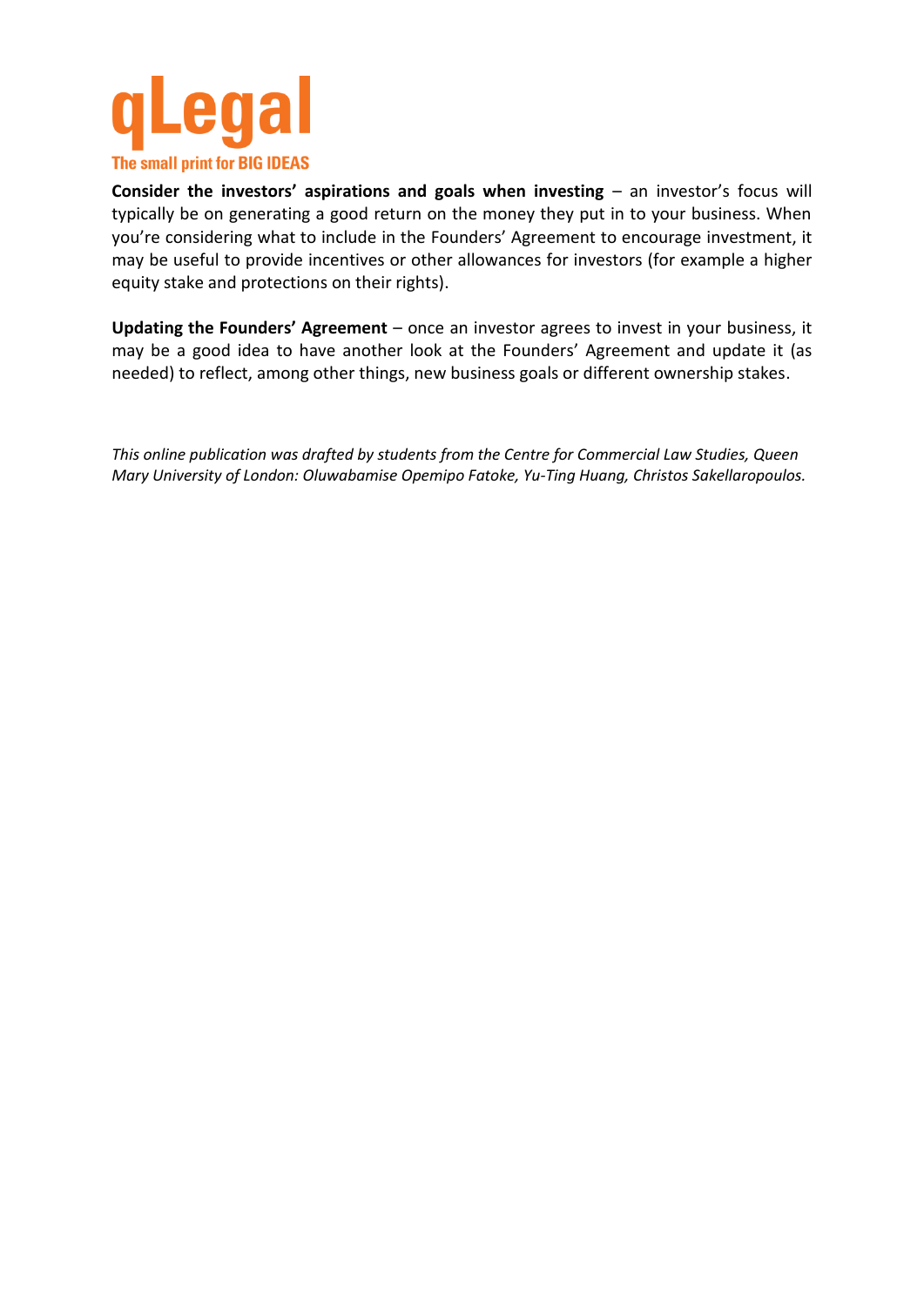**Consider the investors' aspirations and goals when investing** – an investor's focus will typically be on generating a good return on the money they put in to your business. When you're considering what to include in the Founders' Agreement to encourage investment, it may be useful to provide incentives or other allowances for investors (for example a higher equity stake and protections on their rights).

**Updating the Founders' Agreement** – once an investor agrees to invest in your business, it may be a good idea to have another look at the Founders' Agreement and update it (as needed) to reflect, among other things, new business goals or different ownership stakes.

*This online publication was drafted by students from the Centre for Commercial Law Studies, Queen Mary University of London: Oluwabamise Opemipo Fatoke, Yu-Ting Huang, Christos Sakellaropoulos.*